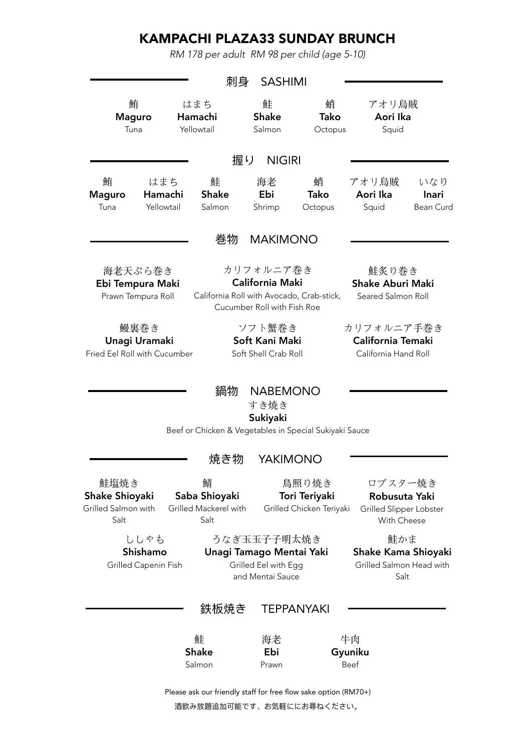# KAMPACHI PLAZA33 SUNDAY BRUNCH

*RM 178 per adult RM 98 per child (age 5-10)*

## 刺身 SASHIMI

| 鮪<br>**Maguro**<br>Tuna | はまち<br>**Hamachi**<br>Yellowtail | 鮭<br>**Shake**<br>Salmon | 蛸<br>**Tako**<br>Octopus | アオリ烏賊<br>**Aori Ika**<br>Squid |
|---|---|---|---|---|

## 握り NIGIRI

| 鮪<br>**Maguro**<br>Tuna | はまち<br>**Hamachi**<br>Yellowtail | 鮭<br>**Shake**<br>Salmon | 海老<br>**Ebi**<br>Shrimp | 蛸<br>**Tako**<br>Octopus | アオリ烏賊<br>**Aori Ika**<br>Squid | いなり<br>**Inari**<br>Bean Curd |
|---|---|---|---|---|---|---|

## 巻物 MAKIMONO

海老天ぷら巻き
**Ebi Tempura Maki**
Prawn Tempura Roll

カリフォルニア巻き
**California Maki**
California Roll with Avocado, Crab-stick, Cucumber Roll with Fish Roe

鮭炙り巻き
**Shake Aburi Maki**
Seared Salmon Roll

鰻裏巻き
**Unagi Uramaki**
Fried Eel Roll with Cucumber

ソフト蟹巻き
**Soft Kani Maki**
Soft Shell Crab Roll

カリフォルニア手巻き
**California Temaki**
California Hand Roll

## 鍋物 NABEMONO

すき焼き
**Sukiyaki**
Beef or Chicken & Vegetables in Special Sukiyaki Sauce

## 焼き物 YAKIMONO

鮭塩焼き
**Shake Shioyaki**
Grilled Salmon with Salt

鯖
**Saba Shioyaki**
Grilled Mackerel with Salt

鳥照り焼き
**Tori Teriyaki**
Grilled Chicken Teriyaki

ロブスター焼き
**Robusuta Yaki**
Grilled Slipper Lobster With Cheese

ししゃも
**Shishamo**
Grilled Capenin Fish

うなぎ玉玉子子明太焼き
**Unagi Tamago Mentai Yaki**
Grilled Eel with Egg and Mentai Sauce

鮭かま
**Shake Kama Shioyaki**
Grilled Salmon Head with Salt

## 鉄板焼き TEPPANYAKI

| 鮭<br>**Shake**<br>Salmon | 海老<br>**Ebi**<br>Prawn | 牛肉<br>**Gyuniku**<br>Beef |
|---|---|---|

Please ask our friendly staff for free flow sake option (RM70+)

酒飲み放題追加可能です、お気軽ににお尋ねください。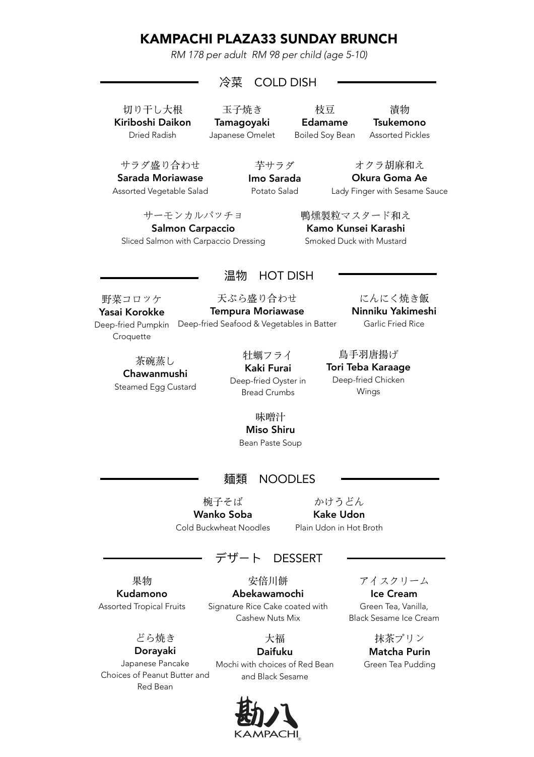# KAMPACHI PLAZA33 SUNDAY BRUNCH

*RM 178 per adult  RM 98 per child (age 5-10)*

## 冷菜　COLD DISH

切り干し大根
**Kiriboshi Daikon**
Dried Radish

玉子焼き
**Tamagoyaki**
Japanese Omelet

枝豆
**Edamame**
Boiled Soy Bean

漬物
**Tsukemono**
Assorted Pickles

サラダ盛り合わせ
**Sarada Moriawase**
Assorted Vegetable Salad

芋サラダ
**Imo Sarada**
Potato Salad

オクラ胡麻和え
**Okura Goma Ae**
Lady Finger with Sesame Sauce

サーモンカルパッチョ
**Salmon Carpaccio**
Sliced Salmon with Carpaccio Dressing

鴨燻製粒マスタード和え
**Kamo Kunsei Karashi**
Smoked Duck with Mustard

## 温物　HOT DISH

野菜コロッケ
**Yasai Korokke**
Deep-fried Pumpkin Croquette

天ぷら盛り合わせ
**Tempura Moriawase**
Deep-fried Seafood & Vegetables in Batter

にんにく焼き飯
**Ninniku Yakimeshi**
Garlic Fried Rice

茶碗蒸し
**Chawanmushi**
Steamed Egg Custard

牡蠣フライ
**Kaki Furai**
Deep-fried Oyster in Bread Crumbs

鳥手羽唐揚げ
**Tori Teba Karaage**
Deep-fried Chicken Wings

味噌汁
**Miso Shiru**
Bean Paste Soup

## 麺類　NOODLES

椀子そば
**Wanko Soba**
Cold Buckwheat Noodles

かけうどん
**Kake Udon**
Plain Udon in Hot Broth

## デザート　DESSERT

果物
**Kudamono**
Assorted Tropical Fruits

安倍川餅
**Abekawamochi**
Signature Rice Cake coated with Cashew Nuts Mix

アイスクリーム
**Ice Cream**
Green Tea, Vanilla, Black Sesame Ice Cream

どら焼き
**Dorayaki**
Japanese Pancake Choices of Peanut Butter and Red Bean

大福
**Daifuku**
Mochi with choices of Red Bean and Black Sesame

抹茶プリン
**Matcha Purin**
Green Tea Pudding

勘八
KAMPACHI®